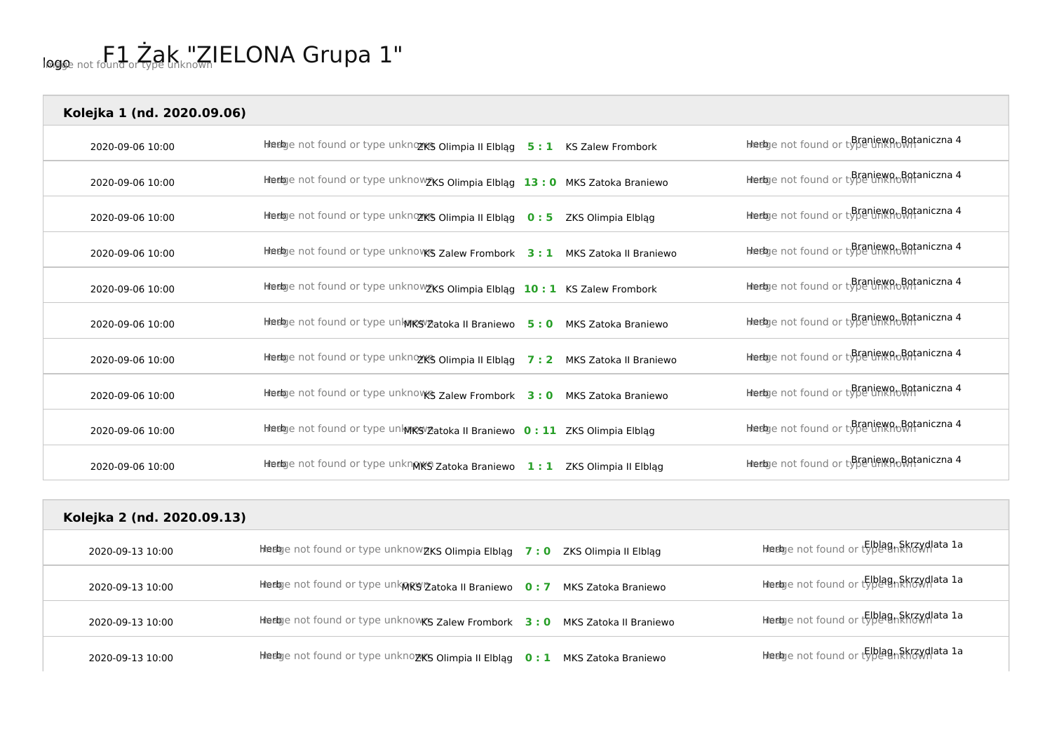# F1 Żak "ZIELONA Grupa 1"

| Kolejka 1 (nd. 2020.09.06) | | | | |
|---|---|---|---|---|
| 2020-09-06 10:00 | ZKS Olimpia II Elbląg | 5 : 1 | KS Zalew Frombork | Braniewo, Botaniczna 4 |
| 2020-09-06 10:00 | ZKS Olimpia Elbląg | 13 : 0 | MKS Zatoka Braniewo | Braniewo, Botaniczna 4 |
| 2020-09-06 10:00 | ZKS Olimpia II Elbląg | 0 : 5 | ZKS Olimpia Elbląg | Braniewo, Botaniczna 4 |
| 2020-09-06 10:00 | KS Zalew Frombork | 3 : 1 | MKS Zatoka II Braniewo | Braniewo, Botaniczna 4 |
| 2020-09-06 10:00 | ZKS Olimpia Elbląg | 10 : 1 | KS Zalew Frombork | Braniewo, Botaniczna 4 |
| 2020-09-06 10:00 | MKS Zatoka II Braniewo | 5 : 0 | MKS Zatoka Braniewo | Braniewo, Botaniczna 4 |
| 2020-09-06 10:00 | ZKS Olimpia II Elbląg | 7 : 2 | MKS Zatoka II Braniewo | Braniewo, Botaniczna 4 |
| 2020-09-06 10:00 | KS Zalew Frombork | 3 : 0 | MKS Zatoka Braniewo | Braniewo, Botaniczna 4 |
| 2020-09-06 10:00 | MKS Zatoka II Braniewo | 0 : 11 | ZKS Olimpia Elbląg | Braniewo, Botaniczna 4 |
| 2020-09-06 10:00 | MKS Zatoka Braniewo | 1 : 1 | ZKS Olimpia II Elbląg | Braniewo, Botaniczna 4 |

| Kolejka 2 (nd. 2020.09.13) | | | | |
|---|---|---|---|---|
| 2020-09-13 10:00 | ZKS Olimpia Elbląg | 7 : 0 | ZKS Olimpia II Elbląg | Elbląg, Skrzydlata 1a |
| 2020-09-13 10:00 | MKS Zatoka II Braniewo | 0 : 7 | MKS Zatoka Braniewo | Elbląg, Skrzydlata 1a |
| 2020-09-13 10:00 | KS Zalew Frombork | 3 : 0 | MKS Zatoka II Braniewo | Elbląg, Skrzydlata 1a |
| 2020-09-13 10:00 | ZKS Olimpia II Elbląg | 0 : 1 | MKS Zatoka Braniewo | Elbląg, Skrzydlata 1a |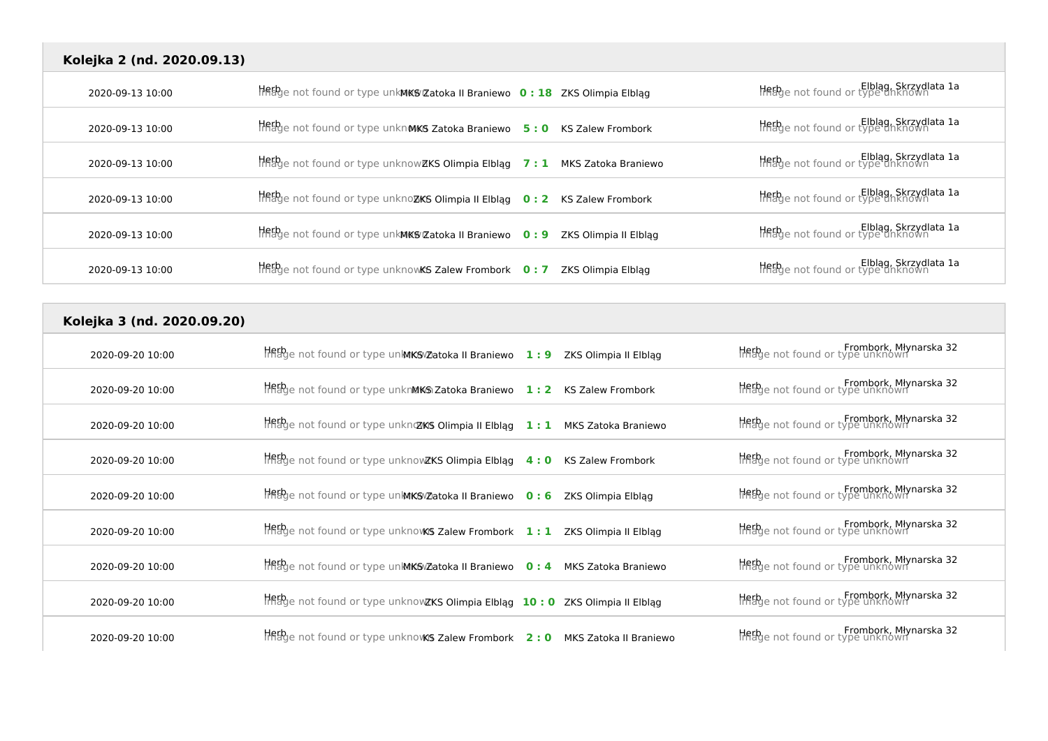## Kolejka 2 (nd. 2020.09.13)

| Data | Gospodarz | Wynik | Gość | Miejsce |
| --- | --- | --- | --- | --- |
| 2020-09-13 10:00 | Herb Image not found or type unknown MKS Zatoka II Braniewo | 0 : 18 | ZKS Olimpia Elbląg | Herb Image not found or type unknown Elbląg, Skrzydlata 1a |
| 2020-09-13 10:00 | Herb Image not found or type unknown MKS Zatoka Braniewo | 5 : 0 | KS Zalew Frombork | Herb Image not found or type unknown Elbląg, Skrzydlata 1a |
| 2020-09-13 10:00 | Herb Image not found or type unknown ZKS Olimpia Elbląg | 7 : 1 | MKS Zatoka Braniewo | Herb Image not found or type unknown Elbląg, Skrzydlata 1a |
| 2020-09-13 10:00 | Herb Image not found or type unknown ZKS Olimpia II Elbląg | 0 : 2 | KS Zalew Frombork | Herb Image not found or type unknown Elbląg, Skrzydlata 1a |
| 2020-09-13 10:00 | Herb Image not found or type unknown MKS Zatoka II Braniewo | 0 : 9 | ZKS Olimpia II Elbląg | Herb Image not found or type unknown Elbląg, Skrzydlata 1a |
| 2020-09-13 10:00 | Herb Image not found or type unknown KS Zalew Frombork | 0 : 7 | ZKS Olimpia Elbląg | Herb Image not found or type unknown Elbląg, Skrzydlata 1a |

## Kolejka 3 (nd. 2020.09.20)

| Data | Gospodarz | Wynik | Gość | Miejsce |
| --- | --- | --- | --- | --- |
| 2020-09-20 10:00 | Herb Image not found or type unknown MKS Zatoka II Braniewo | 1 : 9 | ZKS Olimpia II Elbląg | Herb Image not found or type unknown Frombork, Młynarska 32 |
| 2020-09-20 10:00 | Herb Image not found or type unknown MKS Zatoka Braniewo | 1 : 2 | KS Zalew Frombork | Herb Image not found or type unknown Frombork, Młynarska 32 |
| 2020-09-20 10:00 | Herb Image not found or type unknown ZKS Olimpia II Elbląg | 1 : 1 | MKS Zatoka Braniewo | Herb Image not found or type unknown Frombork, Młynarska 32 |
| 2020-09-20 10:00 | Herb Image not found or type unknown ZKS Olimpia Elbląg | 4 : 0 | KS Zalew Frombork | Herb Image not found or type unknown Frombork, Młynarska 32 |
| 2020-09-20 10:00 | Herb Image not found or type unknown MKS Zatoka II Braniewo | 0 : 6 | ZKS Olimpia Elbląg | Herb Image not found or type unknown Frombork, Młynarska 32 |
| 2020-09-20 10:00 | Herb Image not found or type unknown KS Zalew Frombork | 1 : 1 | ZKS Olimpia II Elbląg | Herb Image not found or type unknown Frombork, Młynarska 32 |
| 2020-09-20 10:00 | Herb Image not found or type unknown MKS Zatoka II Braniewo | 0 : 4 | MKS Zatoka Braniewo | Herb Image not found or type unknown Frombork, Młynarska 32 |
| 2020-09-20 10:00 | Herb Image not found or type unknown ZKS Olimpia Elbląg | 10 : 0 | ZKS Olimpia II Elbląg | Herb Image not found or type unknown Frombork, Młynarska 32 |
| 2020-09-20 10:00 | Herb Image not found or type unknown KS Zalew Frombork | 2 : 0 | MKS Zatoka II Braniewo | Herb Image not found or type unknown Frombork, Młynarska 32 |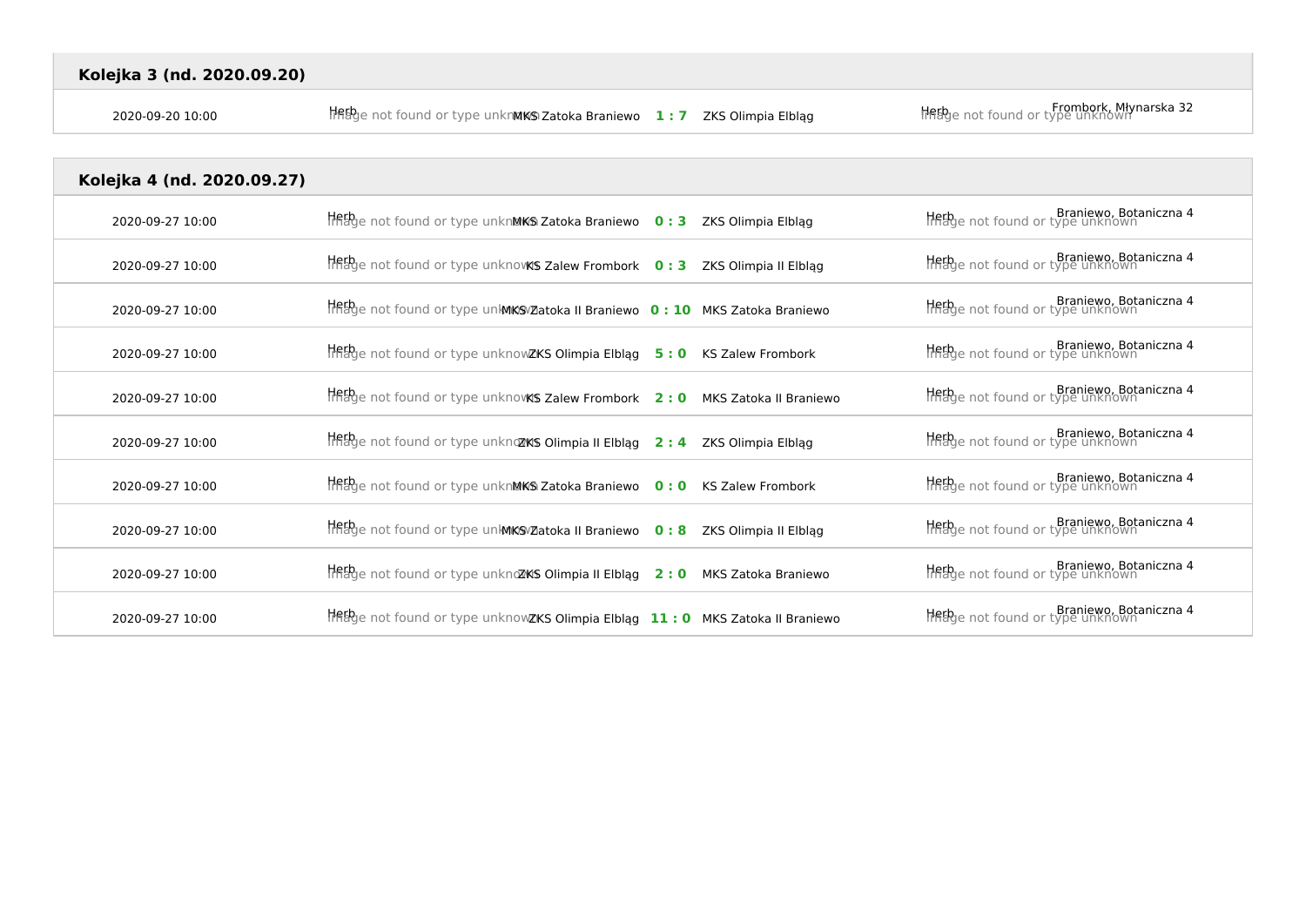## Kolejka 3 (nd. 2020.09.20)

| | | | | | |
|---|---|---|---|---|---|
| 2020-09-20 10:00 | MKS Zatoka Braniewo | 1 : 7 | ZKS Olimpia Elbląg | | Frombork, Młynarska 32 |

## Kolejka 4 (nd. 2020.09.27)

| | | | | | |
|---|---|---|---|---|---|
| 2020-09-27 10:00 | MKS Zatoka Braniewo | 0 : 3 | ZKS Olimpia Elbląg | | Braniewo, Botaniczna 4 |
| 2020-09-27 10:00 | KS Zalew Frombork | 0 : 3 | ZKS Olimpia II Elbląg | | Braniewo, Botaniczna 4 |
| 2020-09-27 10:00 | MKS Zatoka II Braniewo | 0 : 10 | MKS Zatoka Braniewo | | Braniewo, Botaniczna 4 |
| 2020-09-27 10:00 | ZKS Olimpia Elbląg | 5 : 0 | KS Zalew Frombork | | Braniewo, Botaniczna 4 |
| 2020-09-27 10:00 | KS Zalew Frombork | 2 : 0 | MKS Zatoka II Braniewo | | Braniewo, Botaniczna 4 |
| 2020-09-27 10:00 | ZKS Olimpia II Elbląg | 2 : 4 | ZKS Olimpia Elbląg | | Braniewo, Botaniczna 4 |
| 2020-09-27 10:00 | MKS Zatoka Braniewo | 0 : 0 | KS Zalew Frombork | | Braniewo, Botaniczna 4 |
| 2020-09-27 10:00 | MKS Zatoka II Braniewo | 0 : 8 | ZKS Olimpia II Elbląg | | Braniewo, Botaniczna 4 |
| 2020-09-27 10:00 | ZKS Olimpia II Elbląg | 2 : 0 | MKS Zatoka Braniewo | | Braniewo, Botaniczna 4 |
| 2020-09-27 10:00 | ZKS Olimpia Elbląg | 11 : 0 | MKS Zatoka II Braniewo | | Braniewo, Botaniczna 4 |